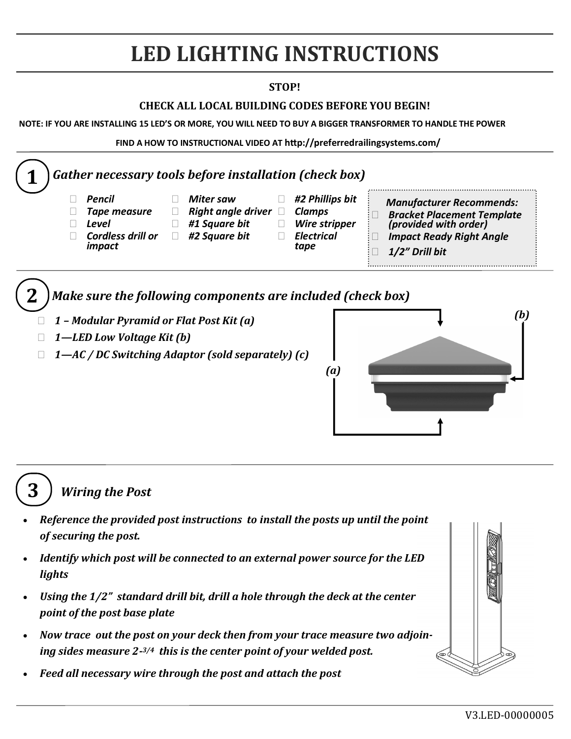# LED LIGHTING INSTRUCTIONS

**STOP!**

**CHECK ALL LOCAL BUILDING CODES BEFORE YOU BEGIN!**

**NOTE: IF YOU ARE INSTALLING 15 LED'S OR MORE, YOU WILL NEED TO BUY A BIGGER TRANSFORMER TO HANDLE THE POWER**

**FIND A HOW TO INSTRUCTIONAL VIDEO AT http://preferredrailingsystems.com/**

## 1 *Gather necessary tools before installation (check box)*

- ☐ ***Pencil***
- ☐ ***Tape measure***
- ☐ ***Level***
- ☐ ***Cordless drill or impact***
- ☐ ***Miter saw***
- ☐ ***Right angle driver***
- ☐ ***#1 Square bit***
- ☐ ***#2 Square bit***
- ☐ ***#2 Phillips bit***
- ☐ ***Clamps***
- ☐ ***Wire stripper***
- ☐ ***Electrical tape***

***Manufacturer Recommends:***

- ☐ ***Bracket Placement Template (provided with order)***
- ☐ ***Impact Ready Right Angle***
- ☐ ***1/2" Drill bit***

## 2 *Make sure the following components are included (check box)*

- ☐ ***1 – Modular Pyramid or Flat Post Kit (a)***
- ☐ ***1—LED Low Voltage Kit (b)***
- ☐ ***1—AC / DC Switching Adaptor (sold separately) (c)***

***(a)*** ***(b)***

## 3 *Wiring the Post*

- ***Reference the provided post instructions to install the posts up until the point of securing the post.***
- ***Identify which post will be connected to an external power source for the LED lights***
- ***Using the 1/2" standard drill bit, drill a hole through the deck at the center point of the post base plate***
- ***Now trace out the post on your deck then from your trace measure two adjoining sides measure 2-3/4 this is the center point of your welded post.***
- ***Feed all necessary wire through the post and attach the post***

V3.LED-00000005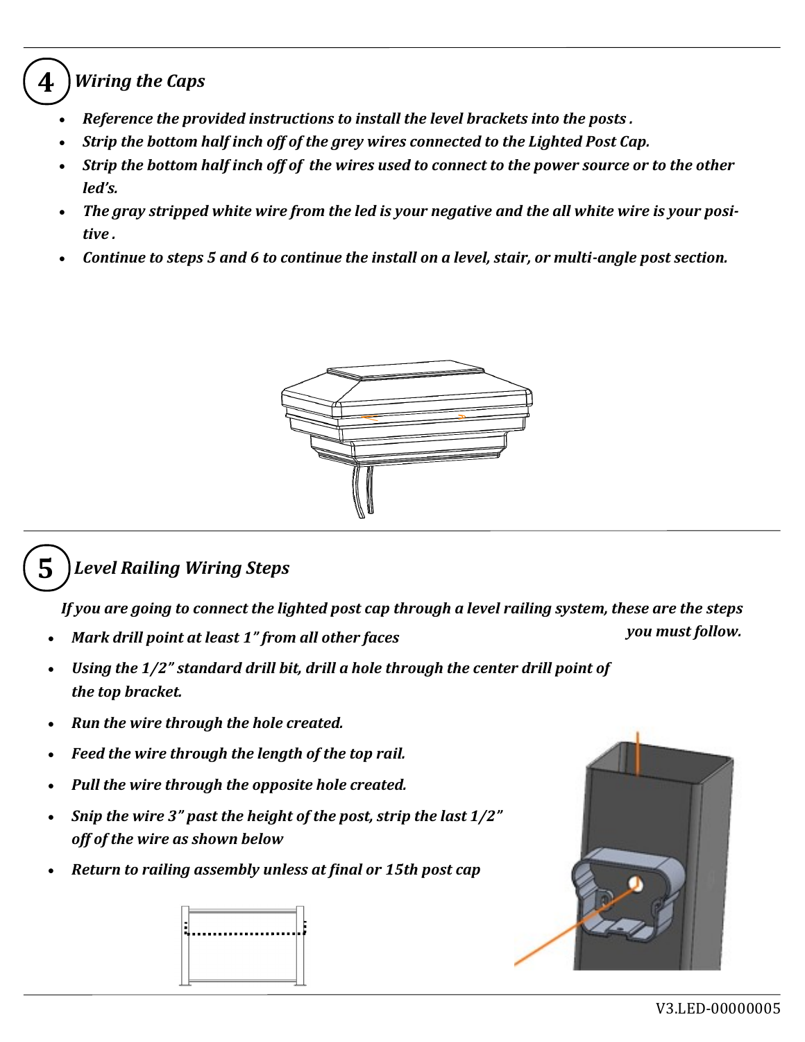## 4 Wiring the Caps

- *Reference the provided instructions to install the level brackets into the posts .*
- *Strip the bottom half inch off of the grey wires connected to the Lighted Post Cap.*
- *Strip the bottom half inch off of  the wires used to connect to the power source or to the other led's.*
- *The gray stripped white wire from the led is your negative and the all white wire is your positive .*
- *Continue to steps 5 and 6 to continue the install on a level, stair, or multi-angle post section.*

## 5 Level Railing Wiring Steps

*If you are going to connect the lighted post cap through a level railing system, these are the steps you must follow.*

- *Mark drill point at least 1" from all other faces*
- *Using the 1/2" standard drill bit, drill a hole through the center drill point of the top bracket.*
- *Run the wire through the hole created.*
- *Feed the wire through the length of the top rail.*
- *Pull the wire through the opposite hole created.*
- *Snip the wire 3" past the height of the post, strip the last 1/2" off of the wire as shown below*
- *Return to railing assembly unless at final or 15th post cap*

V3.LED-00000005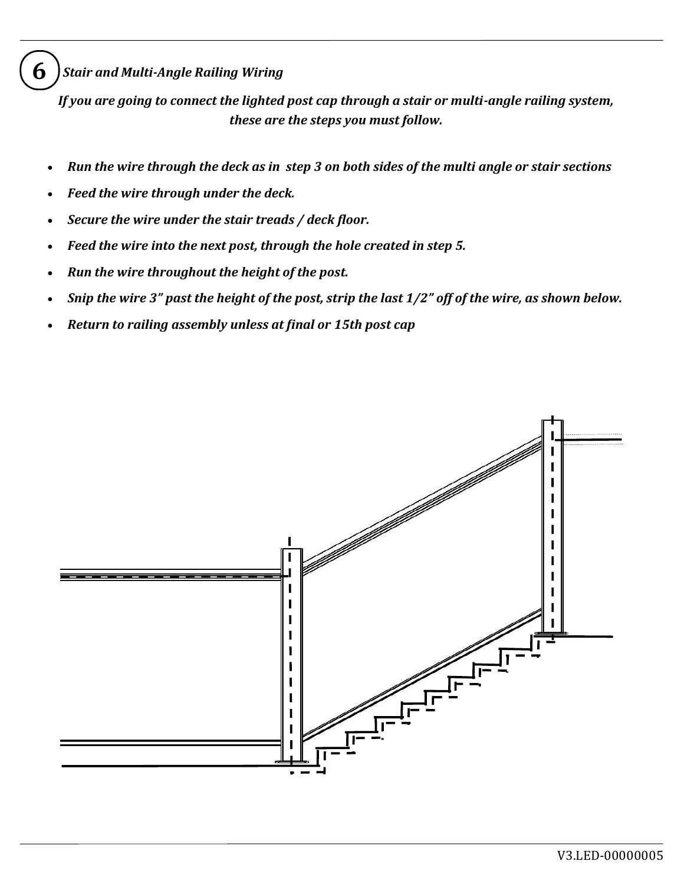## 6 *Stair and Multi-Angle Railing Wiring*

*If you are going to connect the lighted post cap through a stair or multi-angle railing system, these are the steps you must follow.*

- ***Run the wire through the deck as in step 3 on both sides of the multi angle or stair sections***
- ***Feed the wire through under the deck.***
- ***Secure the wire under the stair treads / deck floor.***
- ***Feed the wire into the next post, through the hole created in step 5.***
- ***Run the wire throughout the height of the post.***
- ***Snip the wire 3" past the height of the post, strip the last 1/2" off of the wire, as shown below.***
- ***Return to railing assembly unless at final or 15th post cap***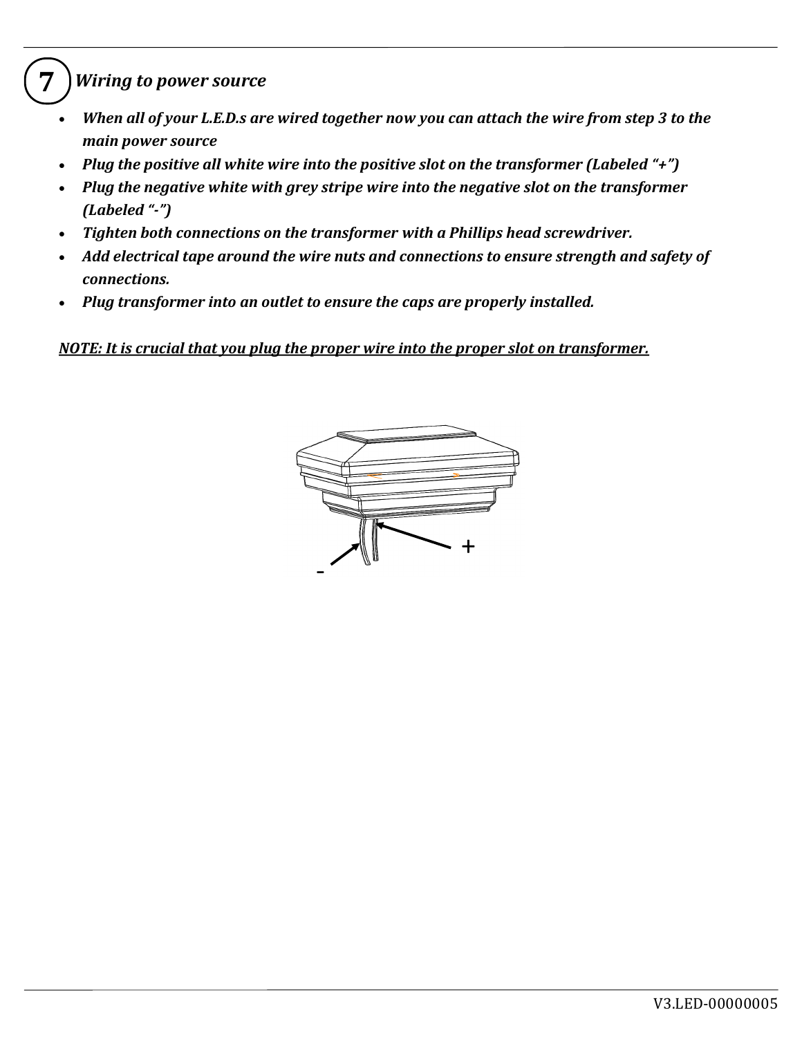## 7 *Wiring to power source*

- ***When all of your L.E.D.s are wired together now you can attach the wire from step 3 to the main power source***
- ***Plug the positive all white wire into the positive slot on the transformer (Labeled "+")***
- ***Plug the negative white with grey stripe wire into the negative slot on the transformer (Labeled "-")***
- ***Tighten both connections on the transformer with a Phillips head screwdriver.***
- ***Add electrical tape around the wire nuts and connections to ensure strength and safety of connections.***
- ***Plug transformer into an outlet to ensure the caps are properly installed.***

***NOTE: It is crucial that you plug the proper wire into the proper slot on transformer.***

+

-